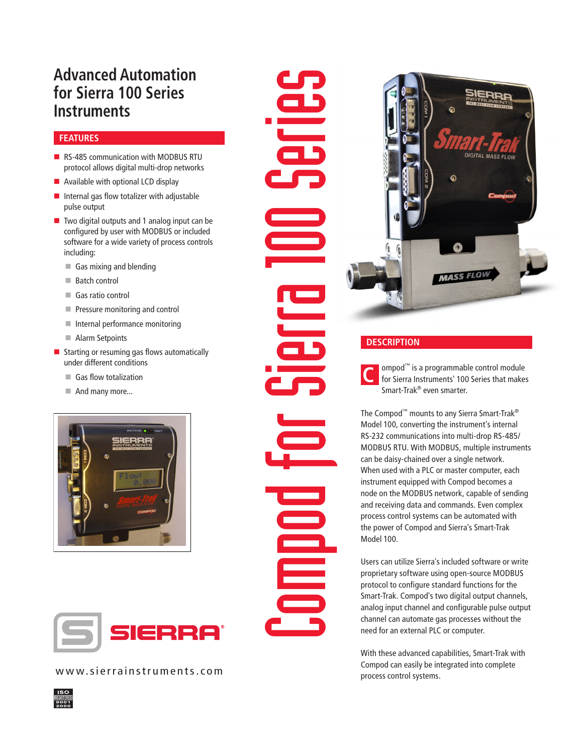# Advanced Automation for Sierra 100 Series Instruments

# Compod for Sierra 100 Series

## FEATURES

- RS-485 communication with MODBUS RTU protocol allows digital multi-drop networks
- Available with optional LCD display
- Internal gas flow totalizer with adjustable pulse output
- Two digital outputs and 1 analog input can be configured by user with MODBUS or included software for a wide variety of process controls including:
  - Gas mixing and blending
  - Batch control
  - Gas ratio control
  - Pressure monitoring and control
  - Internal performance monitoring
  - Alarm Setpoints
- Starting or resuming gas flows automatically under different conditions
  - Gas flow totalization
  - And many more...

## DESCRIPTION

Compod™ is a programmable control module for Sierra Instruments' 100 Series that makes Smart-Trak® even smarter.

The Compod™ mounts to any Sierra Smart-Trak® Model 100, converting the instrument's internal RS-232 communications into multi-drop RS-485/ MODBUS RTU. With MODBUS, multiple instruments can be daisy-chained over a single network. When used with a PLC or master computer, each instrument equipped with Compod becomes a node on the MODBUS network, capable of sending and receiving data and commands. Even complex process control systems can be automated with the power of Compod and Sierra's Smart-Trak Model 100.

Users can utilize Sierra's included software or write proprietary software using open-source MODBUS protocol to configure standard functions for the Smart-Trak. Compod's two digital output channels, analog input channel and configurable pulse output channel can automate gas processes without the need for an external PLC or computer.

With these advanced capabilities, Smart-Trak with Compod can easily be integrated into complete process control systems.

SIERRA

www.sierrainstruments.com

ISO REGISTERED 9001 2000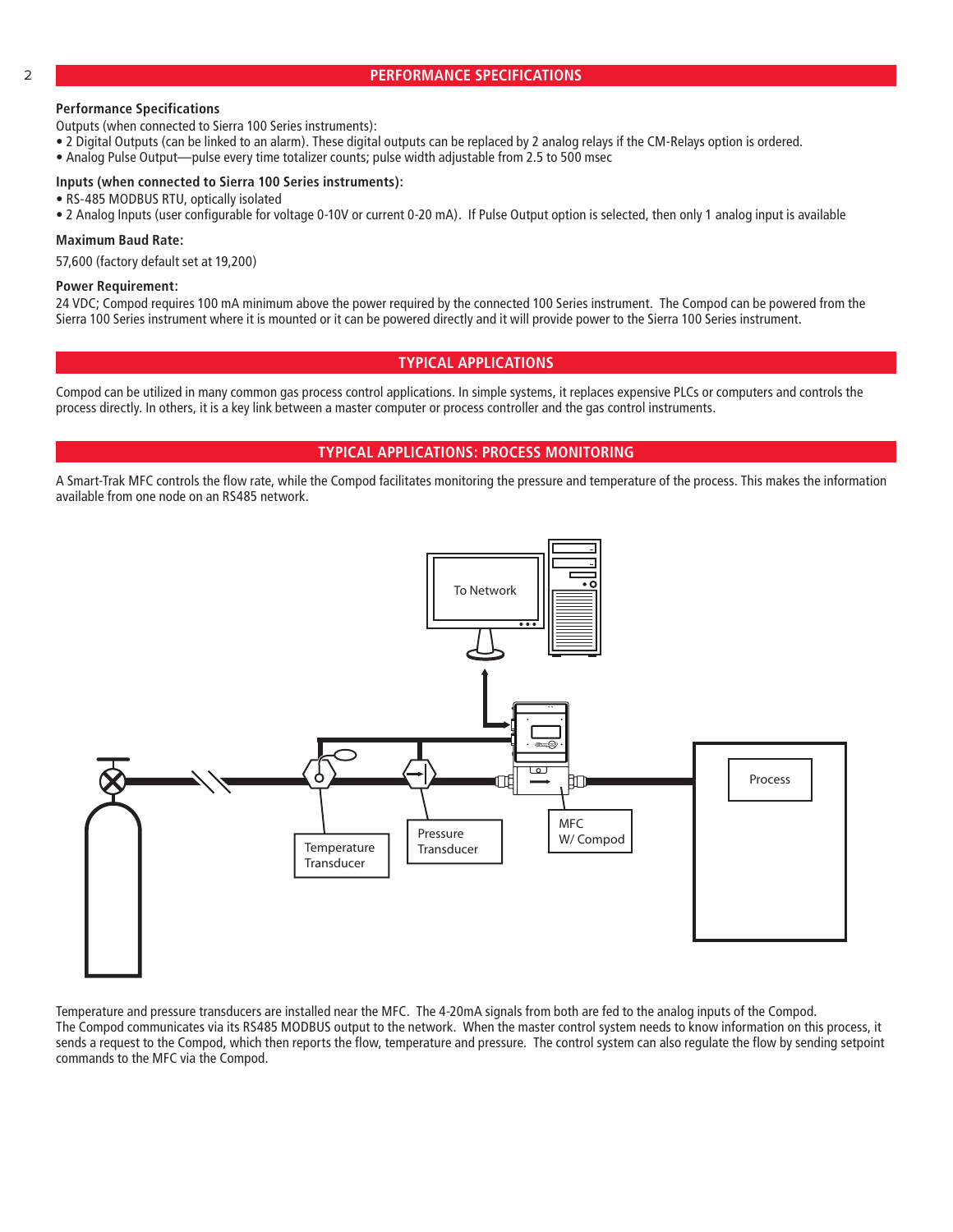## PERFORMANCE SPECIFICATIONS

**Performance Specifications**

Outputs (when connected to Sierra 100 Series instruments):

- 2 Digital Outputs (can be linked to an alarm). These digital outputs can be replaced by 2 analog relays if the CM-Relays option is ordered.
- Analog Pulse Output—pulse every time totalizer counts; pulse width adjustable from 2.5 to 500 msec

**Inputs (when connected to Sierra 100 Series instruments):**

- RS-485 MODBUS RTU, optically isolated
- 2 Analog Inputs (user configurable for voltage 0-10V or current 0-20 mA). If Pulse Output option is selected, then only 1 analog input is available

**Maximum Baud Rate:**

57,600 (factory default set at 19,200)

**Power Requirement:**

24 VDC; Compod requires 100 mA minimum above the power required by the connected 100 Series instrument. The Compod can be powered from the Sierra 100 Series instrument where it is mounted or it can be powered directly and it will provide power to the Sierra 100 Series instrument.

## TYPICAL APPLICATIONS

Compod can be utilized in many common gas process control applications. In simple systems, it replaces expensive PLCs or computers and controls the process directly. In others, it is a key link between a master computer or process controller and the gas control instruments.

## TYPICAL APPLICATIONS: PROCESS MONITORING

A Smart-Trak MFC controls the flow rate, while the Compod facilitates monitoring the pressure and temperature of the process. This makes the information available from one node on an RS485 network.

To Network

Temperature Transducer

Pressure Transducer

MFC W/ Compod

Process

Temperature and pressure transducers are installed near the MFC. The 4-20mA signals from both are fed to the analog inputs of the Compod. The Compod communicates via its RS485 MODBUS output to the network. When the master control system needs to know information on this process, it sends a request to the Compod, which then reports the flow, temperature and pressure. The control system can also regulate the flow by sending setpoint commands to the MFC via the Compod.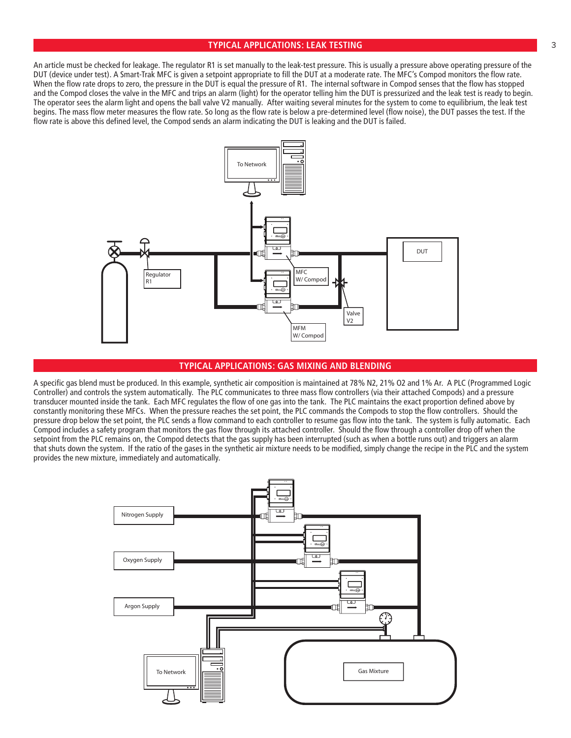## TYPICAL APPLICATIONS: LEAK TESTING

An article must be checked for leakage. The regulator R1 is set manually to the leak-test pressure. This is usually a pressure above operating pressure of the DUT (device under test). A Smart-Trak MFC is given a setpoint appropriate to fill the DUT at a moderate rate. The MFC's Compod monitors the flow rate. When the flow rate drops to zero, the pressure in the DUT is equal the pressure of R1. The internal software in Compod senses that the flow has stopped and the Compod closes the valve in the MFC and trips an alarm (light) for the operator telling him the DUT is pressurized and the leak test is ready to begin. The operator sees the alarm light and opens the ball valve V2 manually. After waiting several minutes for the system to come to equilibrium, the leak test begins. The mass flow meter measures the flow rate. So long as the flow rate is below a pre-determined level (flow noise), the DUT passes the test. If the flow rate is above this defined level, the Compod sends an alarm indicating the DUT is leaking and the DUT is failed.

To Network

Regulator R1

MFC W/ Compod

DUT

Valve V2

MFM W/ Compod

## TYPICAL APPLICATIONS: GAS MIXING AND BLENDING

A specific gas blend must be produced. In this example, synthetic air composition is maintained at 78% N2, 21% O2 and 1% Ar. A PLC (Programmed Logic Controller) and controls the system automatically. The PLC communicates to three mass flow controllers (via their attached Compods) and a pressure transducer mounted inside the tank. Each MFC regulates the flow of one gas into the tank. The PLC maintains the exact proportion defined above by constantly monitoring these MFCs. When the pressure reaches the set point, the PLC commands the Compods to stop the flow controllers. Should the pressure drop below the set point, the PLC sends a flow command to each controller to resume gas flow into the tank. The system is fully automatic. Each Compod includes a safety program that monitors the gas flow through its attached controller. Should the flow through a controller drop off when the setpoint from the PLC remains on, the Compod detects that the gas supply has been interrupted (such as when a bottle runs out) and triggers an alarm that shuts down the system. If the ratio of the gases in the synthetic air mixture needs to be modified, simply change the recipe in the PLC and the system provides the new mixture, immediately and automatically.

Nitrogen Supply

Oxygen Supply

Argon Supply

To Network

Gas Mixture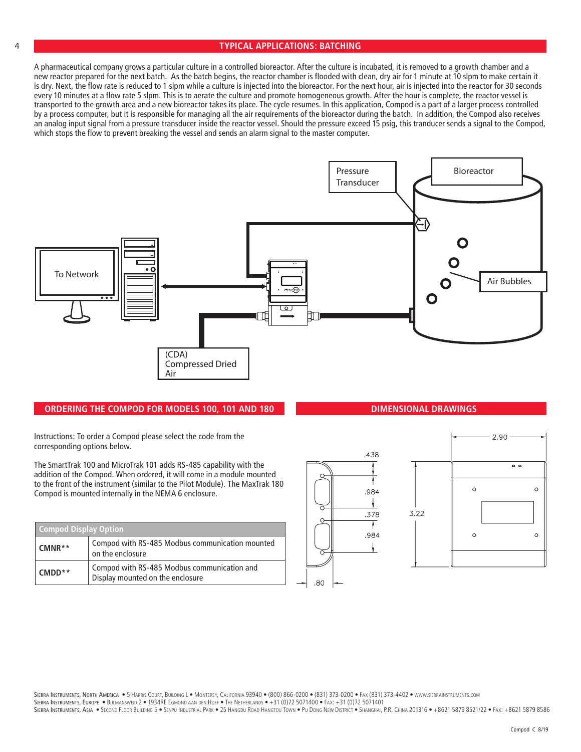## TYPICAL APPLICATIONS: BATCHING

A pharmaceutical company grows a particular culture in a controlled bioreactor. After the culture is incubated, it is removed to a growth chamber and a new reactor prepared for the next batch. As the batch begins, the reactor chamber is flooded with clean, dry air for 1 minute at 10 slpm to make certain it is dry. Next, the flow rate is reduced to 1 slpm while a culture is injected into the bioreactor. For the next hour, air is injected into the reactor for 30 seconds every 10 minutes at a flow rate 5 slpm. This is to aerate the culture and promote homogeneous growth. After the hour is complete, the reactor vessel is transported to the growth area and a new bioreactor takes its place. The cycle resumes. In this application, Compod is a part of a larger process controlled by a process computer, but it is responsible for managing all the air requirements of the bioreactor during the batch. In addition, the Compod also receives an analog input signal from a pressure transducer inside the reactor vessel. Should the pressure exceed 15 psig, this tranducer sends a signal to the Compod, which stops the flow to prevent breaking the vessel and sends an alarm signal to the master computer.

Pressure Transducer

Bioreactor

To Network

Air Bubbles

(CDA)
Compressed Dried Air

## ORDERING THE COMPOD FOR MODELS 100, 101 AND 180

Instructions: To order a Compod please select the code from the corresponding options below.

The SmartTrak 100 and MicroTrak 101 adds RS-485 capability with the addition of the Compod. When ordered, it will come in a module mounted to the front of the instrument (similar to the Pilot Module). The MaxTrak 180 Compod is mounted internally in the NEMA 6 enclosure.

| Compod Display Option | |
|---|---|
| CMNR** | Compod with RS-485 Modbus communication mounted on the enclosure |
| CMDD** | Compod with RS-485 Modbus communication and Display mounted on the enclosure |

## DIMENSIONAL DRAWINGS

.438

.984

.378

.984

.80

2.90

3.22